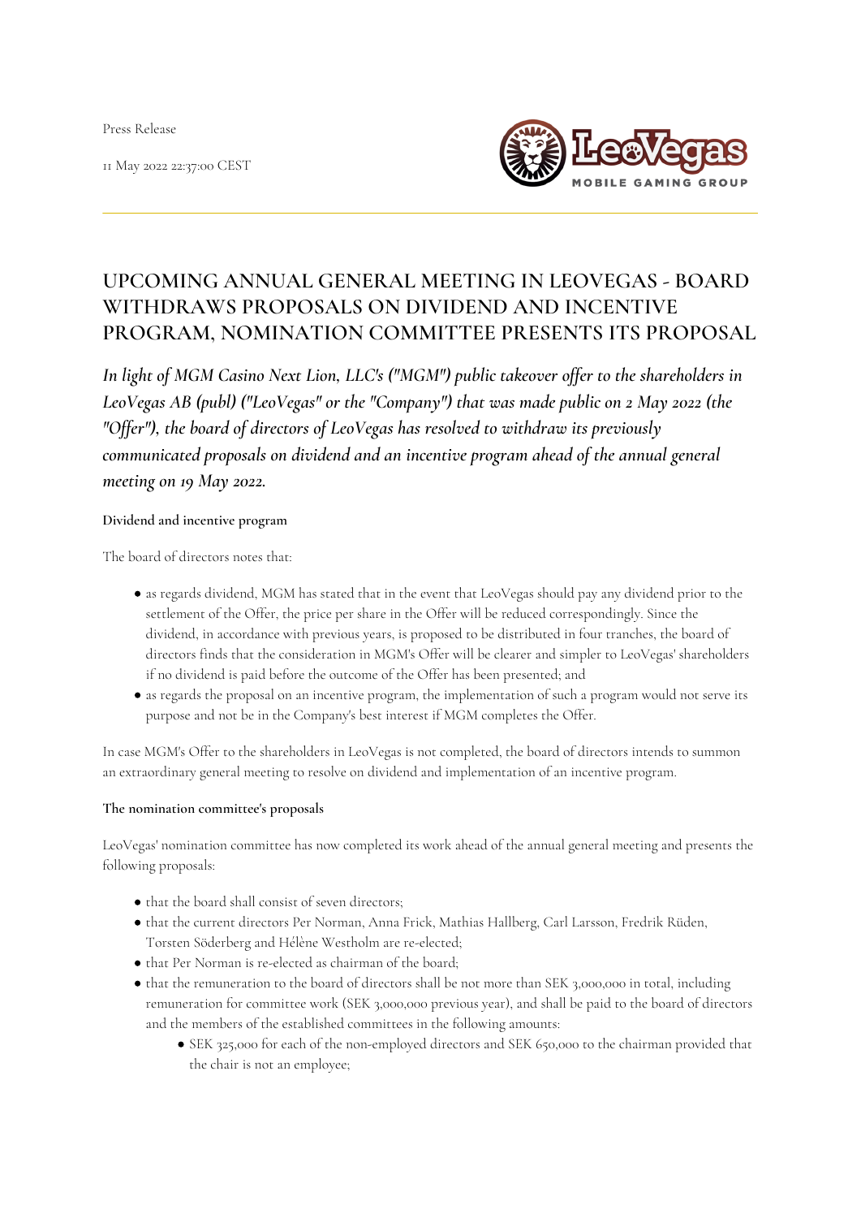Press Release

11 May 2022 22:37:00 CEST

# UPCOMING ANNUAL GENERAL MEETING IN LEOVEGAS - BOARD WITHDRAWS PROPOSALS ON DIVIDEND AND INCENTIVE PROGRAM, NOMINATION COMMITTEE PRESENTS ITS PROPOSAL

*In light of MGM Casino Next Lion, LLC's ("MGM") public takeover offer to the shareholders in LeoVegas AB (publ) ("LeoVegas" or the "Company") that was made public on 2 May 2022 (the "Offer"), the board of directors of LeoVegas has resolved to withdraw its previously communicated proposals on dividend and an incentive program ahead of the annual general meeting on 19 May 2022.*

**Dividend and incentive program**

The board of directors notes that:

- as regards dividend, MGM has stated that in the event that LeoVegas should pay any dividend prior to the settlement of the Offer, the price per share in the Offer will be reduced correspondingly. Since the dividend, in accordance with previous years, is proposed to be distributed in four tranches, the board of directors finds that the consideration in MGM's Offer will be clearer and simpler to LeoVegas' shareholders if no dividend is paid before the outcome of the Offer has been presented; and
- as regards the proposal on an incentive program, the implementation of such a program would not serve its purpose and not be in the Company's best interest if MGM completes the Offer.

In case MGM's Offer to the shareholders in LeoVegas is not completed, the board of directors intends to summon an extraordinary general meeting to resolve on dividend and implementation of an incentive program.

**The nomination committee's proposals**

LeoVegas' nomination committee has now completed its work ahead of the annual general meeting and presents the following proposals:

- that the board shall consist of seven directors;
- that the current directors Per Norman, Anna Frick, Mathias Hallberg, Carl Larsson, Fredrik Rüden, Torsten Söderberg and Hélène Westholm are re-elected;
- that Per Norman is re-elected as chairman of the board;
- that the remuneration to the board of directors shall be not more than SEK 3,000,000 in total, including remuneration for committee work (SEK 3,000,000 previous year), and shall be paid to the board of directors and the members of the established committees in the following amounts:
  - SEK 325,000 for each of the non-employed directors and SEK 650,000 to the chairman provided that the chair is not an employee;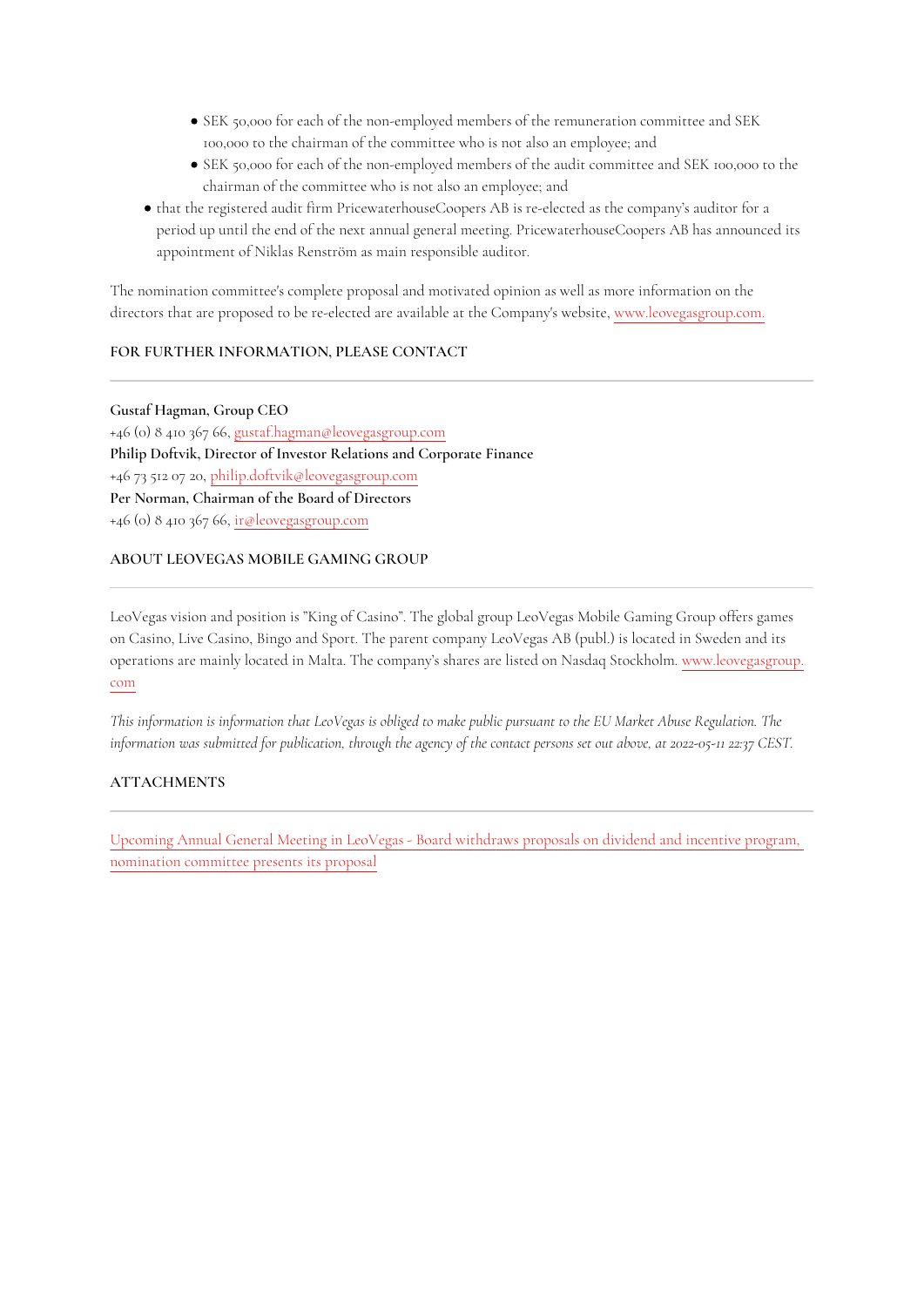- SEK 50,000 for each of the non-employed members of the remuneration committee and SEK 100,000 to the chairman of the committee who is not also an employee; and
    - SEK 50,000 for each of the non-employed members of the audit committee and SEK 100,000 to the chairman of the committee who is not also an employee; and
- that the registered audit firm PricewaterhouseCoopers AB is re-elected as the company's auditor for a period up until the end of the next annual general meeting. PricewaterhouseCoopers AB has announced its appointment of Niklas Renström as main responsible auditor.

The nomination committee's complete proposal and motivated opinion as well as more information on the directors that are proposed to be re-elected are available at the Company's website, www.leovegasgroup.com.

## FOR FURTHER INFORMATION, PLEASE CONTACT

**Gustaf Hagman, Group CEO**
+46 (0) 8 410 367 66, gustaf.hagman@leovegasgroup.com
**Philip Doftvik, Director of Investor Relations and Corporate Finance**
+46 73 512 07 20, philip.doftvik@leovegasgroup.com
**Per Norman, Chairman of the Board of Directors**
+46 (0) 8 410 367 66, ir@leovegasgroup.com

## ABOUT LEOVEGAS MOBILE GAMING GROUP

LeoVegas vision and position is "King of Casino". The global group LeoVegas Mobile Gaming Group offers games on Casino, Live Casino, Bingo and Sport. The parent company LeoVegas AB (publ.) is located in Sweden and its operations are mainly located in Malta. The company's shares are listed on Nasdaq Stockholm. www.leovegasgroup.com

*This information is information that LeoVegas is obliged to make public pursuant to the EU Market Abuse Regulation. The information was submitted for publication, through the agency of the contact persons set out above, at 2022-05-11 22:37 CEST.*

## ATTACHMENTS

Upcoming Annual General Meeting in LeoVegas - Board withdraws proposals on dividend and incentive program, nomination committee presents its proposal